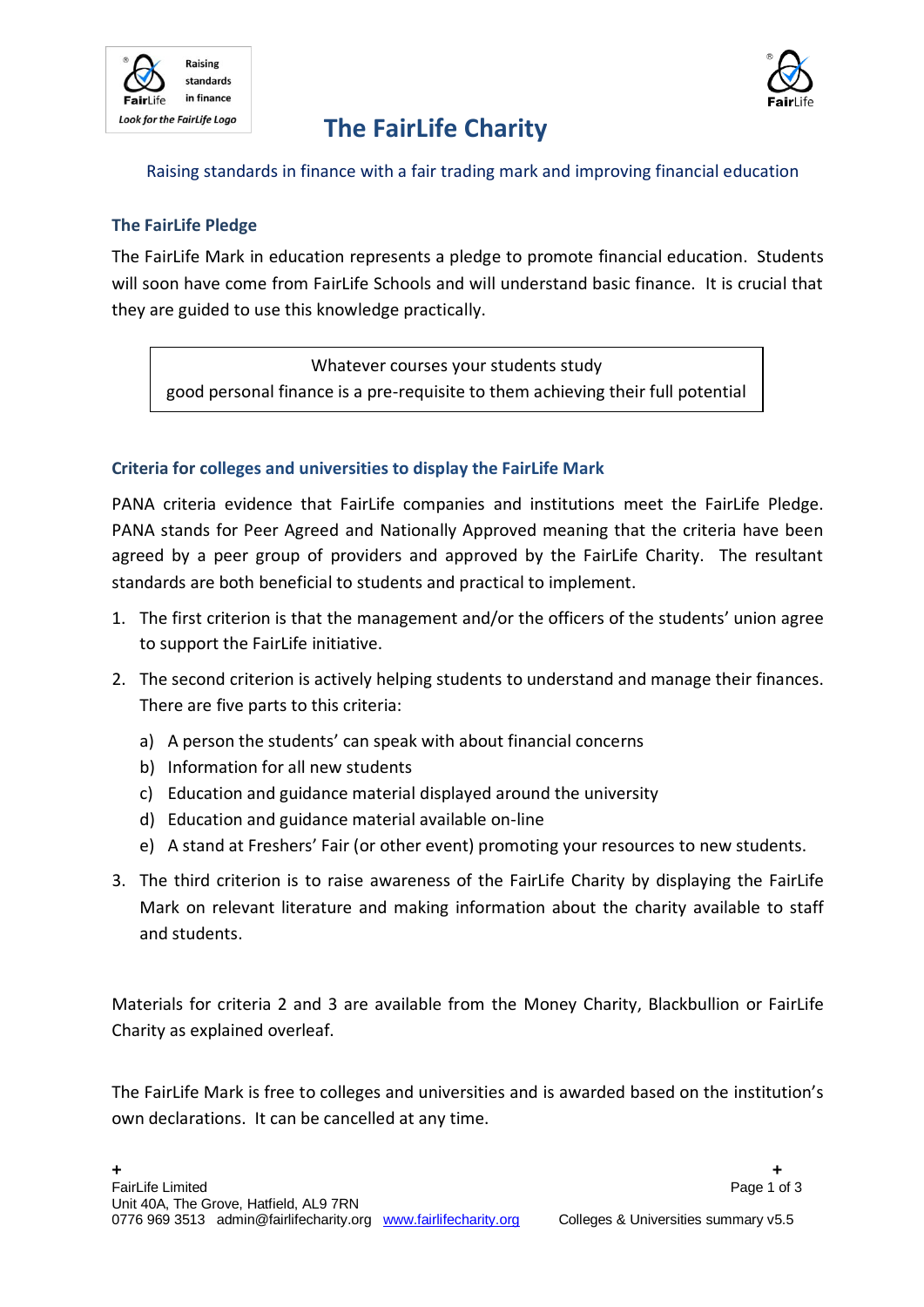Raising standards in finance

Look for the FairLife Logo

# The FairLife Charity

Raising standards in finance with a fair trading mark and improving financial education

## The FairLife Pledge

The FairLife Mark in education represents a pledge to promote financial education. Students will soon have come from FairLife Schools and will understand basic finance. It is crucial that they are guided to use this knowledge practically.

> Whatever courses your students study
> good personal finance is a pre-requisite to them achieving their full potential

## Criteria for colleges and universities to display the FairLife Mark

PANA criteria evidence that FairLife companies and institutions meet the FairLife Pledge. PANA stands for Peer Agreed and Nationally Approved meaning that the criteria have been agreed by a peer group of providers and approved by the FairLife Charity. The resultant standards are both beneficial to students and practical to implement.

1. The first criterion is that the management and/or the officers of the students' union agree to support the FairLife initiative.
2. The second criterion is actively helping students to understand and manage their finances. There are five parts to this criteria:
   a) A person the students' can speak with about financial concerns
   b) Information for all new students
   c) Education and guidance material displayed around the university
   d) Education and guidance material available on-line
   e) A stand at Freshers' Fair (or other event) promoting your resources to new students.
3. The third criterion is to raise awareness of the FairLife Charity by displaying the FairLife Mark on relevant literature and making information about the charity available to staff and students.

Materials for criteria 2 and 3 are available from the Money Charity, Blackbullion or FairLife Charity as explained overleaf.

The FairLife Mark is free to colleges and universities and is awarded based on the institution's own declarations. It can be cancelled at any time.

FairLife Limited
Unit 40A, The Grove, Hatfield, AL9 7RN
0776 969 3513 admin@fairlifecharity.org www.fairlifecharity.org

Colleges & Universities summary v5.5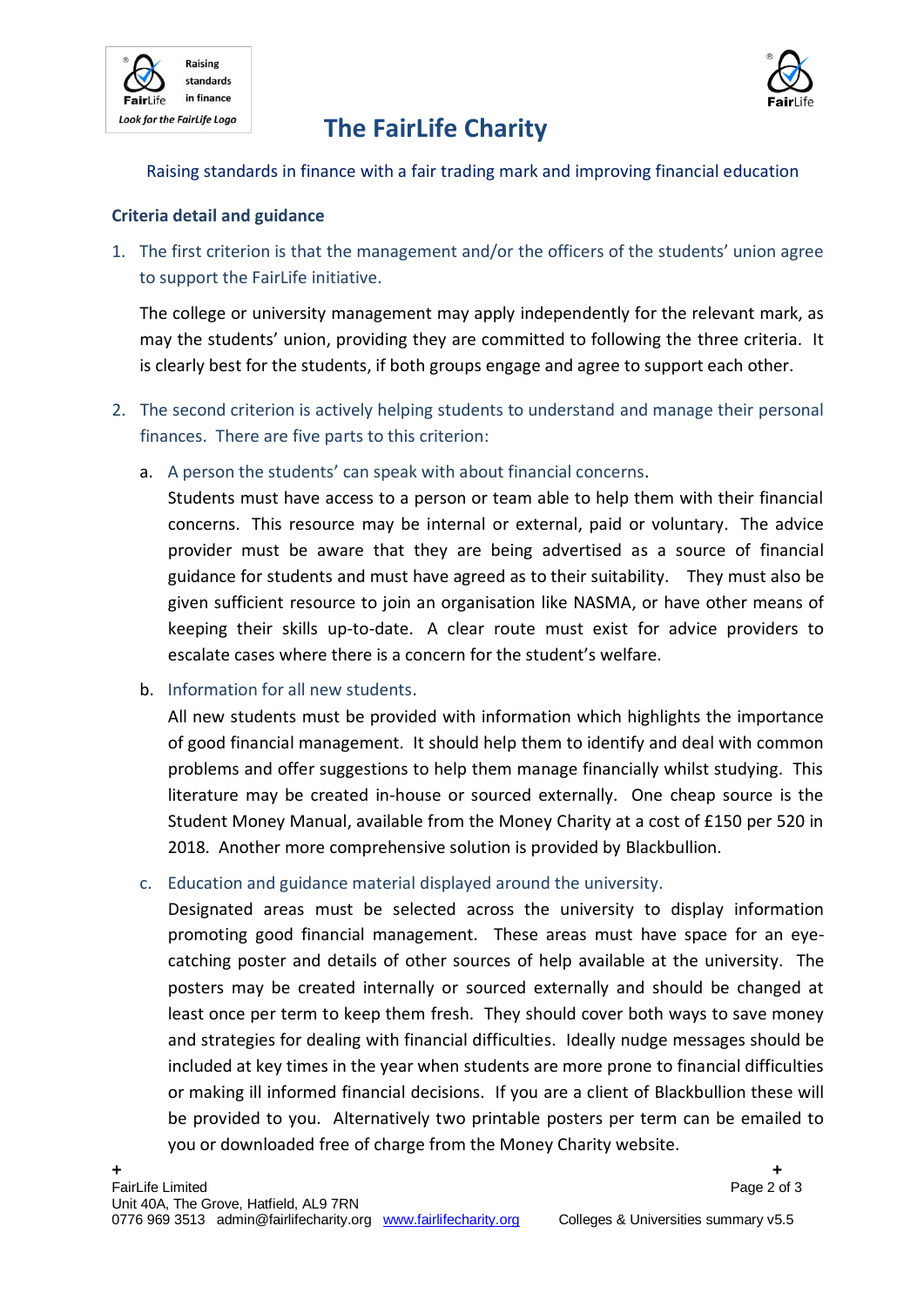# The FairLife Charity

Raising standards in finance with a fair trading mark and improving financial education

## Criteria detail and guidance

1. The first criterion is that the management and/or the officers of the students' union agree to support the FairLife initiative.

   The college or university management may apply independently for the relevant mark, as may the students' union, providing they are committed to following the three criteria. It is clearly best for the students, if both groups engage and agree to support each other.

2. The second criterion is actively helping students to understand and manage their personal finances. There are five parts to this criterion:

   a. A person the students' can speak with about financial concerns.
   Students must have access to a person or team able to help them with their financial concerns. This resource may be internal or external, paid or voluntary. The advice provider must be aware that they are being advertised as a source of financial guidance for students and must have agreed as to their suitability. They must also be given sufficient resource to join an organisation like NASMA, or have other means of keeping their skills up-to-date. A clear route must exist for advice providers to escalate cases where there is a concern for the student's welfare.

   b. Information for all new students.
   All new students must be provided with information which highlights the importance of good financial management. It should help them to identify and deal with common problems and offer suggestions to help them manage financially whilst studying. This literature may be created in-house or sourced externally. One cheap source is the Student Money Manual, available from the Money Charity at a cost of £150 per 520 in 2018. Another more comprehensive solution is provided by Blackbullion.

   c. Education and guidance material displayed around the university.
   Designated areas must be selected across the university to display information promoting good financial management. These areas must have space for an eye-catching poster and details of other sources of help available at the university. The posters may be created internally or sourced externally and should be changed at least once per term to keep them fresh. They should cover both ways to save money and strategies for dealing with financial difficulties. Ideally nudge messages should be included at key times in the year when students are more prone to financial difficulties or making ill informed financial decisions. If you are a client of Blackbullion these will be provided to you. Alternatively two printable posters per term can be emailed to you or downloaded free of charge from the Money Charity website.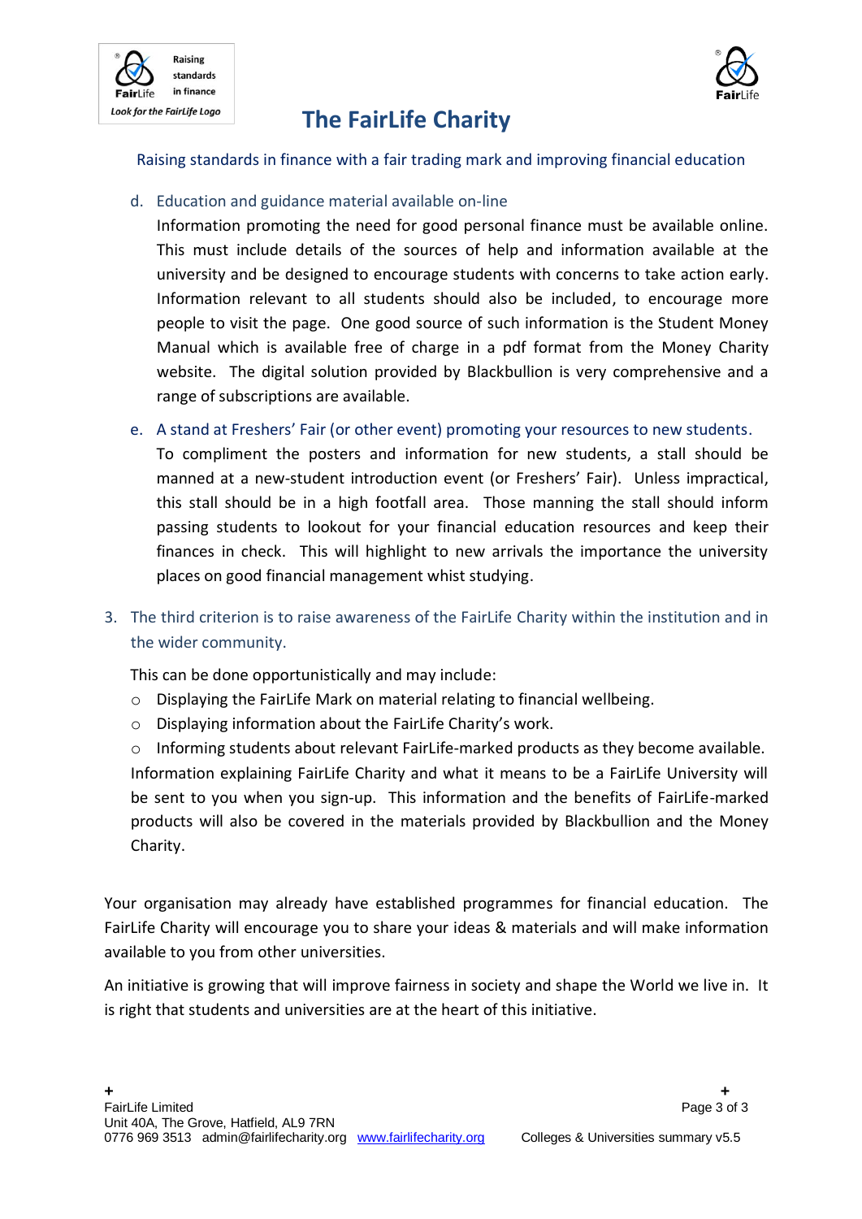# The FairLife Charity

Raising standards in finance with a fair trading mark and improving financial education

d. Education and guidance material available on-line

   Information promoting the need for good personal finance must be available online. This must include details of the sources of help and information available at the university and be designed to encourage students with concerns to take action early. Information relevant to all students should also be included, to encourage more people to visit the page. One good source of such information is the Student Money Manual which is available free of charge in a pdf format from the Money Charity website. The digital solution provided by Blackbullion is very comprehensive and a range of subscriptions are available.

e. A stand at Freshers' Fair (or other event) promoting your resources to new students.

   To compliment the posters and information for new students, a stall should be manned at a new-student introduction event (or Freshers' Fair). Unless impractical, this stall should be in a high footfall area. Those manning the stall should inform passing students to lookout for your financial education resources and keep their finances in check. This will highlight to new arrivals the importance the university places on good financial management whist studying.

3. The third criterion is to raise awareness of the FairLife Charity within the institution and in the wider community.

   This can be done opportunistically and may include:

   - Displaying the FairLife Mark on material relating to financial wellbeing.
   - Displaying information about the FairLife Charity's work.
   - Informing students about relevant FairLife-marked products as they become available.

   Information explaining FairLife Charity and what it means to be a FairLife University will be sent to you when you sign-up. This information and the benefits of FairLife-marked products will also be covered in the materials provided by Blackbullion and the Money Charity.

Your organisation may already have established programmes for financial education. The FairLife Charity will encourage you to share your ideas & materials and will make information available to you from other universities.

An initiative is growing that will improve fairness in society and shape the World we live in. It is right that students and universities are at the heart of this initiative.

FairLife Limited
Unit 40A, The Grove, Hatfield, AL9 7RN
0776 969 3513 admin@fairlifecharity.org www.fairlifecharity.org